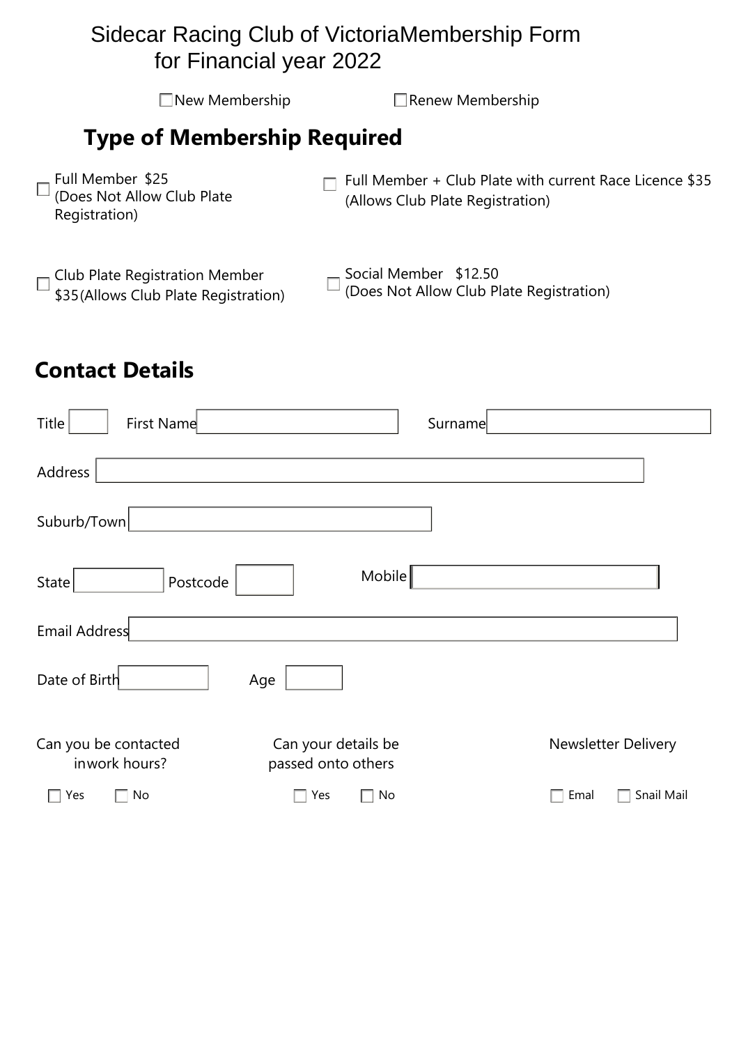# Sidecar Racing Club of VictoriaMembership Form for Financial year 2022

☐ New Membership ☐ Renew Membership

## Type of Membership Required

☐ Full Member $25 (Does Not Allow Club Plate Registration)

☐ Full Member + Club Plate with current Race Licence $35 (Allows Club Plate Registration)

☐ Club Plate Registration Member $35(Allows Club Plate Registration)

☐ Social Member $12.50 (Does Not Allow Club Plate Registration)

## Contact Details

Title ____ First Name ____ Surname ____

Address ____

Suburb/Town ____

State ____ Postcode ____ Mobile ____

Email Address ____

Date of Birth ____ Age ____

Can you be contacted inwork hours?

☐ Yes ☐ No

Can your details be passed onto others

☐ Yes ☐ No

Newsletter Delivery

☐ Emal ☐ Snail Mail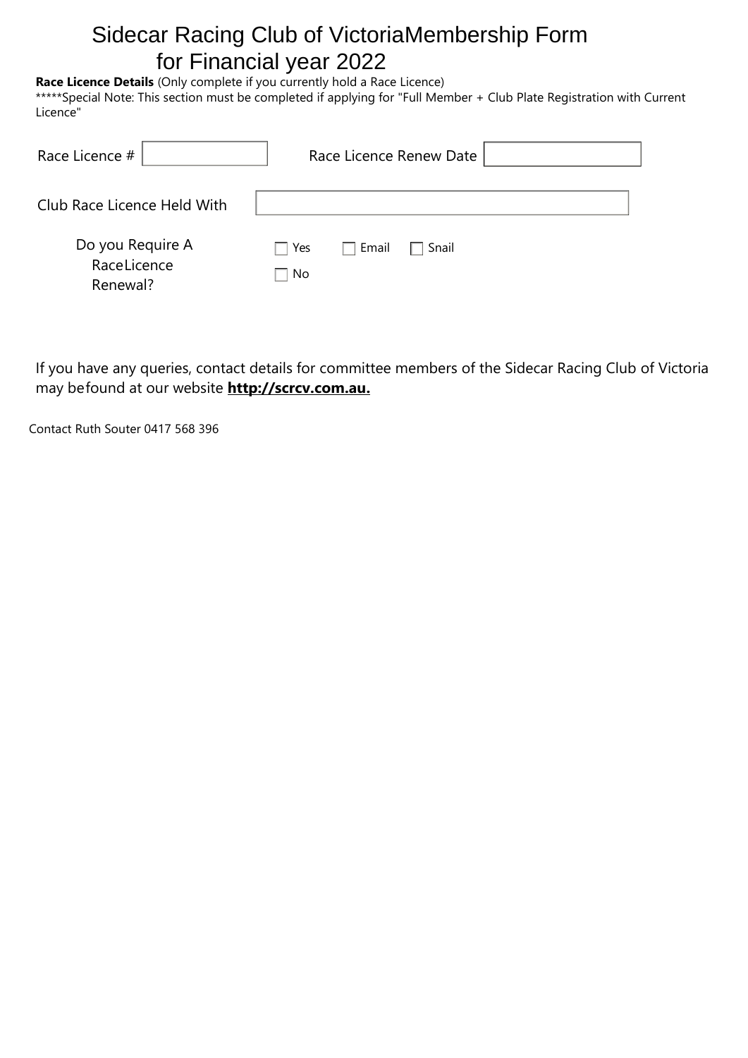# Sidecar Racing Club of VictoriaMembership Form for Financial year 2022

**Race Licence Details** (Only complete if you currently hold a Race Licence)

*****Special Note: This section must be completed if applying for "Full Member + Club Plate Registration with Current Licence"

Race Licence # ____________ Race Licence Renew Date ____________

Club Race Licence Held With ____________

Do you Require A RaceLicence Renewal?

- ☐ Yes ☐ Email ☐ Snail
- ☐ No

If you have any queries, contact details for committee members of the Sidecar Racing Club of Victoria may befound at our website **http://scrcv.com.au.**

Contact Ruth Souter 0417 568 396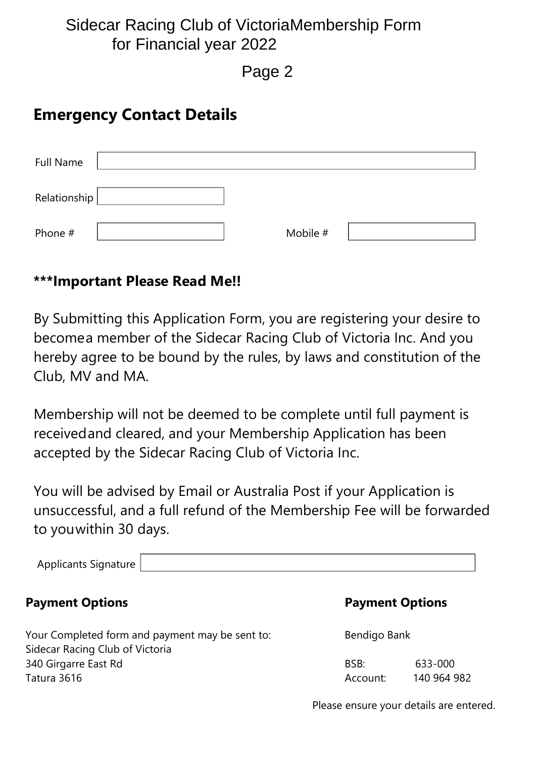Sidecar Racing Club of VictoriaMembership Form for Financial year 2022

Page 2

## Emergency Contact Details

Full Name

Relationship

Phone #  Mobile #

**\*\*\*Important Please Read Me!!**

By Submitting this Application Form, you are registering your desire to becomea member of the Sidecar Racing Club of Victoria Inc. And you hereby agree to be bound by the rules, by laws and constitution of the Club, MV and MA.

Membership will not be deemed to be complete until full payment is receivedand cleared, and your Membership Application has been accepted by the Sidecar Racing Club of Victoria Inc.

You will be advised by Email or Australia Post if your Application is unsuccessful, and a full refund of the Membership Fee will be forwarded to youwithin 30 days.

Applicants Signature

**Payment Options**

Your Completed form and payment may be sent to:
Sidecar Racing Club of Victoria
340 Girgarre East Rd
Tatura 3616

**Payment Options**

Bendigo Bank

BSB: 633-000
Account: 140 964 982

Please ensure your details are entered.